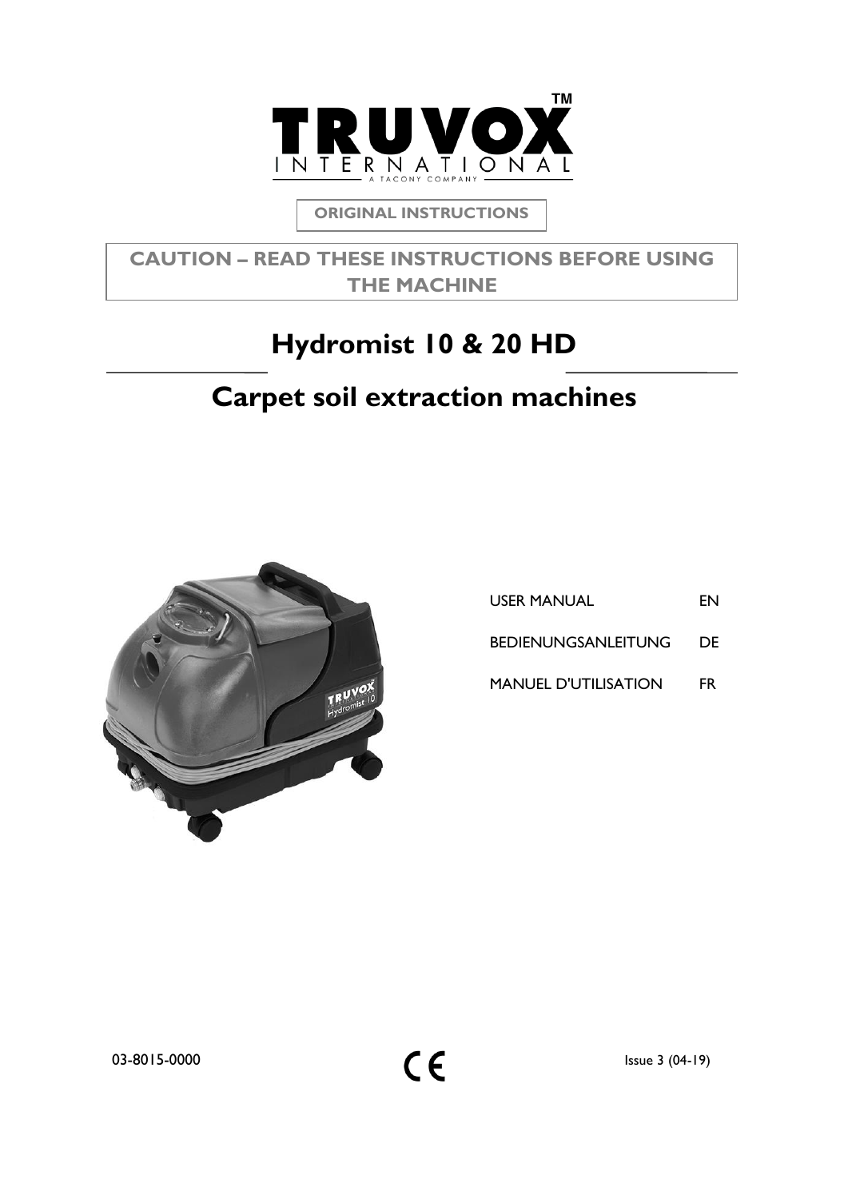TRUVOX™ INTERNATIONAL
A TACONY COMPANY

**ORIGINAL INSTRUCTIONS**

**CAUTION – READ THESE INSTRUCTIONS BEFORE USING THE MACHINE**

# Hydromist 10 & 20 HD

# Carpet soil extraction machines

| | |
|---|---|
| USER MANUAL | EN |
| BEDIENUNGSANLEITUNG | DE |
| MANUEL D'UTILISATION | FR |

03-8015-0000

CE

Issue 3 (04-19)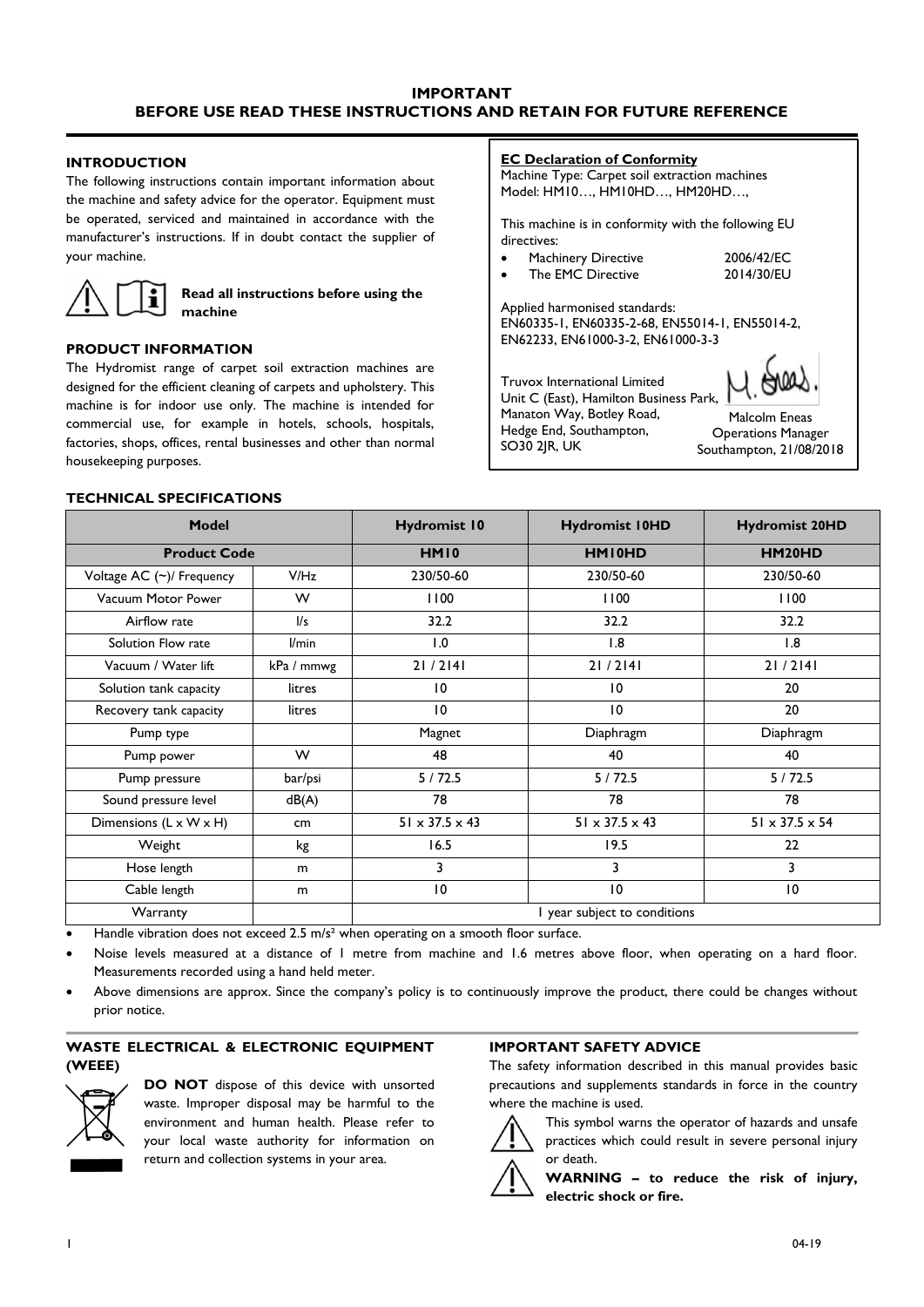**IMPORTANT**
**BEFORE USE READ THESE INSTRUCTIONS AND RETAIN FOR FUTURE REFERENCE**

## INTRODUCTION

The following instructions contain important information about the machine and safety advice for the operator. Equipment must be operated, serviced and maintained in accordance with the manufacturer's instructions. If in doubt contact the supplier of your machine.

**Read all instructions before using the machine**

## PRODUCT INFORMATION

The Hydromist range of carpet soil extraction machines are designed for the efficient cleaning of carpets and upholstery. This machine is for indoor use only. The machine is intended for commercial use, for example in hotels, schools, hospitals, factories, shops, offices, rental businesses and other than normal housekeeping purposes.

**EC Declaration of Conformity**

Machine Type: Carpet soil extraction machines
Model: HM10…, HM10HD…, HM20HD…,

This machine is in conformity with the following EU directives:

- Machinery Directive 2006/42/EC
- The EMC Directive 2014/30/EU

Applied harmonised standards:
EN60335-1, EN60335-2-68, EN55014-1, EN55014-2, EN62233, EN61000-3-2, EN61000-3-3

Truvox International Limited
Unit C (East), Hamilton Business Park,
Manaton Way, Botley Road,
Hedge End, Southampton,
SO30 2JR, UK

Malcolm Eneas
Operations Manager
Southampton, 21/08/2018

## TECHNICAL SPECIFICATIONS

| Model | | Hydromist 10 | Hydromist 10HD | Hydromist 20HD |
|---|---|---|---|---|
| **Product Code** | | **HM10** | **HM10HD** | **HM20HD** |
| Voltage AC (~)/ Frequency | V/Hz | 230/50-60 | 230/50-60 | 230/50-60 |
| Vacuum Motor Power | W | 1100 | 1100 | 1100 |
| Airflow rate | l/s | 32.2 | 32.2 | 32.2 |
| Solution Flow rate | l/min | 1.0 | 1.8 | 1.8 |
| Vacuum / Water lift | kPa / mmwg | 21 / 2141 | 21 / 2141 | 21 / 2141 |
| Solution tank capacity | litres | 10 | 10 | 20 |
| Recovery tank capacity | litres | 10 | 10 | 20 |
| Pump type | | Magnet | Diaphragm | Diaphragm |
| Pump power | W | 48 | 40 | 40 |
| Pump pressure | bar/psi | 5 / 72.5 | 5 / 72.5 | 5 / 72.5 |
| Sound pressure level | dB(A) | 78 | 78 | 78 |
| Dimensions (L x W x H) | cm | 51 x 37.5 x 43 | 51 x 37.5 x 43 | 51 x 37.5 x 54 |
| Weight | kg | 16.5 | 19.5 | 22 |
| Hose length | m | 3 | 3 | 3 |
| Cable length | m | 10 | 10 | 10 |
| Warranty | | 1 year subject to conditions | | |

- Handle vibration does not exceed 2.5 m/s² when operating on a smooth floor surface.
- Noise levels measured at a distance of 1 metre from machine and 1.6 metres above floor, when operating on a hard floor. Measurements recorded using a hand held meter.
- Above dimensions are approx. Since the company's policy is to continuously improve the product, there could be changes without prior notice.

## WASTE ELECTRICAL & ELECTRONIC EQUIPMENT (WEEE)

**DO NOT** dispose of this device with unsorted waste. Improper disposal may be harmful to the environment and human health. Please refer to your local waste authority for information on return and collection systems in your area.

## IMPORTANT SAFETY ADVICE

The safety information described in this manual provides basic precautions and supplements standards in force in the country where the machine is used.

This symbol warns the operator of hazards and unsafe practices which could result in severe personal injury or death.

**WARNING – to reduce the risk of injury, electric shock or fire.**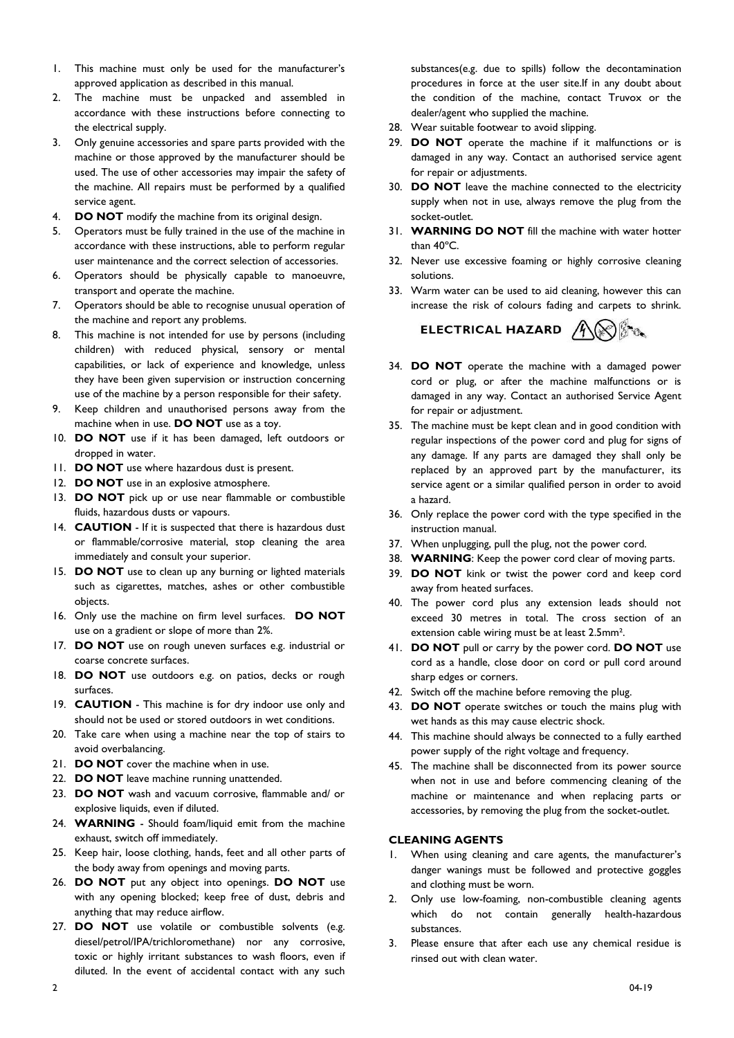1. This machine must only be used for the manufacturer's approved application as described in this manual.
2. The machine must be unpacked and assembled in accordance with these instructions before connecting to the electrical supply.
3. Only genuine accessories and spare parts provided with the machine or those approved by the manufacturer should be used. The use of other accessories may impair the safety of the machine. All repairs must be performed by a qualified service agent.
4. **DO NOT** modify the machine from its original design.
5. Operators must be fully trained in the use of the machine in accordance with these instructions, able to perform regular user maintenance and the correct selection of accessories.
6. Operators should be physically capable to manoeuvre, transport and operate the machine.
7. Operators should be able to recognise unusual operation of the machine and report any problems.
8. This machine is not intended for use by persons (including children) with reduced physical, sensory or mental capabilities, or lack of experience and knowledge, unless they have been given supervision or instruction concerning use of the machine by a person responsible for their safety.
9. Keep children and unauthorised persons away from the machine when in use. **DO NOT** use as a toy.
10. **DO NOT** use if it has been damaged, left outdoors or dropped in water.
11. **DO NOT** use where hazardous dust is present.
12. **DO NOT** use in an explosive atmosphere.
13. **DO NOT** pick up or use near flammable or combustible fluids, hazardous dusts or vapours.
14. **CAUTION** - If it is suspected that there is hazardous dust or flammable/corrosive material, stop cleaning the area immediately and consult your superior.
15. **DO NOT** use to clean up any burning or lighted materials such as cigarettes, matches, ashes or other combustible objects.
16. Only use the machine on firm level surfaces. **DO NOT** use on a gradient or slope of more than 2%.
17. **DO NOT** use on rough uneven surfaces e.g. industrial or coarse concrete surfaces.
18. **DO NOT** use outdoors e.g. on patios, decks or rough surfaces.
19. **CAUTION** - This machine is for dry indoor use only and should not be used or stored outdoors in wet conditions.
20. Take care when using a machine near the top of stairs to avoid overbalancing.
21. **DO NOT** cover the machine when in use.
22. **DO NOT** leave machine running unattended.
23. **DO NOT** wash and vacuum corrosive, flammable and/ or explosive liquids, even if diluted.
24. **WARNING** - Should foam/liquid emit from the machine exhaust, switch off immediately.
25. Keep hair, loose clothing, hands, feet and all other parts of the body away from openings and moving parts.
26. **DO NOT** put any object into openings. **DO NOT** use with any opening blocked; keep free of dust, debris and anything that may reduce airflow.
27. **DO NOT** use volatile or combustible solvents (e.g. diesel/petrol/IPA/trichloromethane) nor any corrosive, toxic or highly irritant substances to wash floors, even if diluted. In the event of accidental contact with any such substances(e.g. due to spills) follow the decontamination procedures in force at the user site.If in any doubt about the condition of the machine, contact Truvox or the dealer/agent who supplied the machine.
28. Wear suitable footwear to avoid slipping.
29. **DO NOT** operate the machine if it malfunctions or is damaged in any way. Contact an authorised service agent for repair or adjustments.
30. **DO NOT** leave the machine connected to the electricity supply when not in use, always remove the plug from the socket-outlet.
31. **WARNING DO NOT** fill the machine with water hotter than 40°C.
32. Never use excessive foaming or highly corrosive cleaning solutions.
33. Warm water can be used to aid cleaning, however this can increase the risk of colours fading and carpets to shrink.

**ELECTRICAL HAZARD**

34. **DO NOT** operate the machine with a damaged power cord or plug, or after the machine malfunctions or is damaged in any way. Contact an authorised Service Agent for repair or adjustment.
35. The machine must be kept clean and in good condition with regular inspections of the power cord and plug for signs of any damage. If any parts are damaged they shall only be replaced by an approved part by the manufacturer, its service agent or a similar qualified person in order to avoid a hazard.
36. Only replace the power cord with the type specified in the instruction manual.
37. When unplugging, pull the plug, not the power cord.
38. **WARNING**: Keep the power cord clear of moving parts.
39. **DO NOT** kink or twist the power cord and keep cord away from heated surfaces.
40. The power cord plus any extension leads should not exceed 30 metres in total. The cross section of an extension cable wiring must be at least 2.5mm².
41. **DO NOT** pull or carry by the power cord. **DO NOT** use cord as a handle, close door on cord or pull cord around sharp edges or corners.
42. Switch off the machine before removing the plug.
43. **DO NOT** operate switches or touch the mains plug with wet hands as this may cause electric shock.
44. This machine should always be connected to a fully earthed power supply of the right voltage and frequency.
45. The machine shall be disconnected from its power source when not in use and before commencing cleaning of the machine or maintenance and when replacing parts or accessories, by removing the plug from the socket-outlet.

**CLEANING AGENTS**

1. When using cleaning and care agents, the manufacturer's danger wanings must be followed and protective goggles and clothing must be worn.
2. Only use low-foaming, non-combustible cleaning agents which do not contain generally health-hazardous substances.
3. Please ensure that after each use any chemical residue is rinsed out with clean water.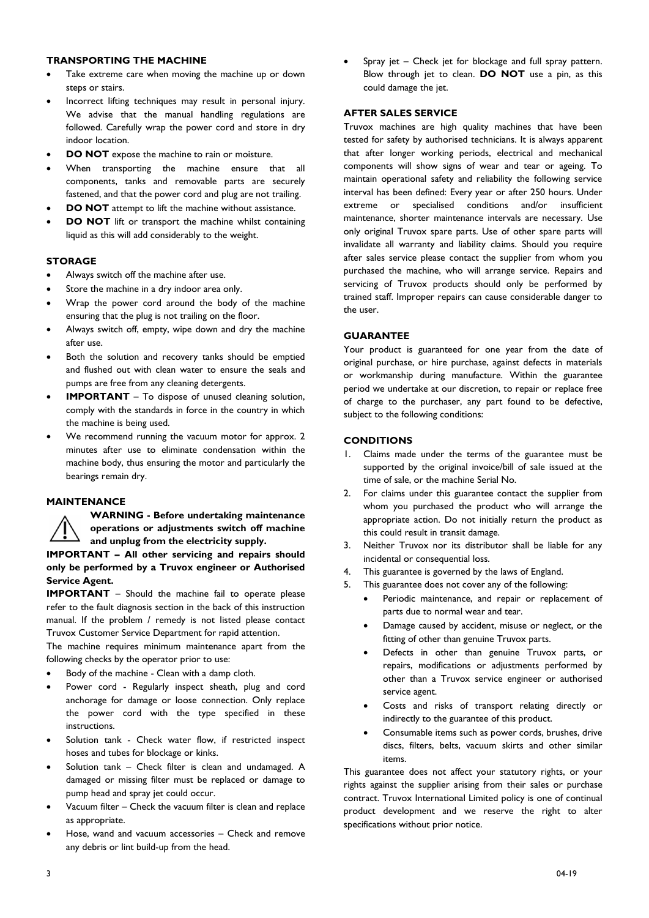## TRANSPORTING THE MACHINE

- Take extreme care when moving the machine up or down steps or stairs.
- Incorrect lifting techniques may result in personal injury. We advise that the manual handling regulations are followed. Carefully wrap the power cord and store in dry indoor location.
- **DO NOT** expose the machine to rain or moisture.
- When transporting the machine ensure that all components, tanks and removable parts are securely fastened, and that the power cord and plug are not trailing.
- **DO NOT** attempt to lift the machine without assistance.
- **DO NOT** lift or transport the machine whilst containing liquid as this will add considerably to the weight.

## STORAGE

- Always switch off the machine after use.
- Store the machine in a dry indoor area only.
- Wrap the power cord around the body of the machine ensuring that the plug is not trailing on the floor.
- Always switch off, empty, wipe down and dry the machine after use.
- Both the solution and recovery tanks should be emptied and flushed out with clean water to ensure the seals and pumps are free from any cleaning detergents.
- **IMPORTANT** – To dispose of unused cleaning solution, comply with the standards in force in the country in which the machine is being used.
- We recommend running the vacuum motor for approx. 2 minutes after use to eliminate condensation within the machine body, thus ensuring the motor and particularly the bearings remain dry.

## MAINTENANCE

**WARNING - Before undertaking maintenance operations or adjustments switch off machine and unplug from the electricity supply.**

**IMPORTANT – All other servicing and repairs should only be performed by a Truvox engineer or Authorised Service Agent.**

**IMPORTANT** – Should the machine fail to operate please refer to the fault diagnosis section in the back of this instruction manual. If the problem / remedy is not listed please contact Truvox Customer Service Department for rapid attention.

The machine requires minimum maintenance apart from the following checks by the operator prior to use:

- Body of the machine - Clean with a damp cloth.
- Power cord - Regularly inspect sheath, plug and cord anchorage for damage or loose connection. Only replace the power cord with the type specified in these instructions.
- Solution tank - Check water flow, if restricted inspect hoses and tubes for blockage or kinks.
- Solution tank – Check filter is clean and undamaged. A damaged or missing filter must be replaced or damage to pump head and spray jet could occur.
- Vacuum filter – Check the vacuum filter is clean and replace as appropriate.
- Hose, wand and vacuum accessories – Check and remove any debris or lint build-up from the head.
- Spray jet – Check jet for blockage and full spray pattern. Blow through jet to clean. **DO NOT** use a pin, as this could damage the jet.

## AFTER SALES SERVICE

Truvox machines are high quality machines that have been tested for safety by authorised technicians. It is always apparent that after longer working periods, electrical and mechanical components will show signs of wear and tear or ageing. To maintain operational safety and reliability the following service interval has been defined: Every year or after 250 hours. Under extreme or specialised conditions and/or insufficient maintenance, shorter maintenance intervals are necessary. Use only original Truvox spare parts. Use of other spare parts will invalidate all warranty and liability claims. Should you require after sales service please contact the supplier from whom you purchased the machine, who will arrange service. Repairs and servicing of Truvox products should only be performed by trained staff. Improper repairs can cause considerable danger to the user.

## GUARANTEE

Your product is guaranteed for one year from the date of original purchase, or hire purchase, against defects in materials or workmanship during manufacture. Within the guarantee period we undertake at our discretion, to repair or replace free of charge to the purchaser, any part found to be defective, subject to the following conditions:

## CONDITIONS

1. Claims made under the terms of the guarantee must be supported by the original invoice/bill of sale issued at the time of sale, or the machine Serial No.
2. For claims under this guarantee contact the supplier from whom you purchased the product who will arrange the appropriate action. Do not initially return the product as this could result in transit damage.
3. Neither Truvox nor its distributor shall be liable for any incidental or consequential loss.
4. This guarantee is governed by the laws of England.
5. This guarantee does not cover any of the following:
   - Periodic maintenance, and repair or replacement of parts due to normal wear and tear.
   - Damage caused by accident, misuse or neglect, or the fitting of other than genuine Truvox parts.
   - Defects in other than genuine Truvox parts, or repairs, modifications or adjustments performed by other than a Truvox service engineer or authorised service agent.
   - Costs and risks of transport relating directly or indirectly to the guarantee of this product.
   - Consumable items such as power cords, brushes, drive discs, filters, belts, vacuum skirts and other similar items.

This guarantee does not affect your statutory rights, or your rights against the supplier arising from their sales or purchase contract. Truvox International Limited policy is one of continual product development and we reserve the right to alter specifications without prior notice.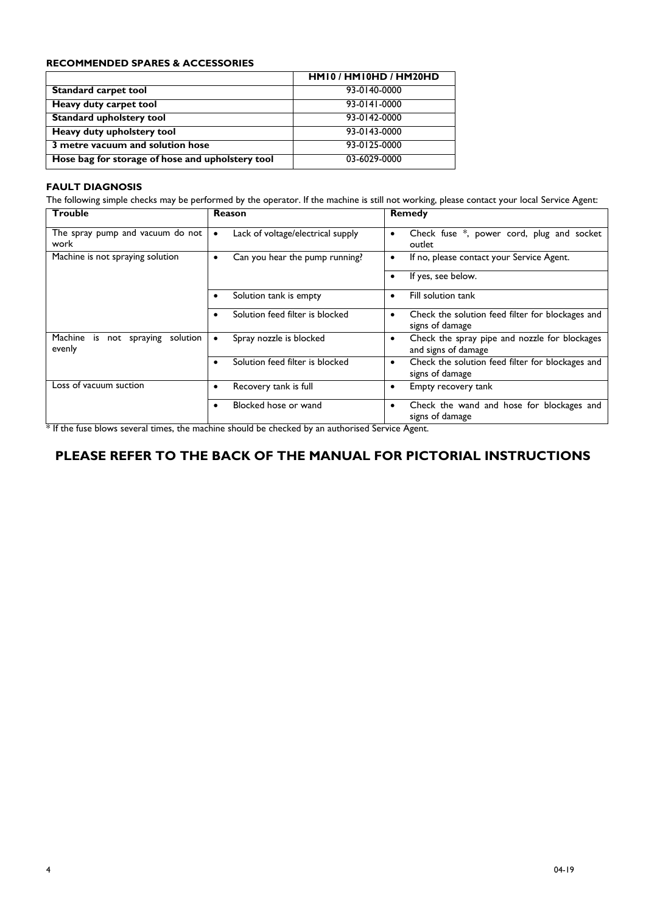### RECOMMENDED SPARES & ACCESSORIES

| | HM10 / HM10HD / HM20HD |
|---|---|
| **Standard carpet tool** | 93-0140-0000 |
| **Heavy duty carpet tool** | 93-0141-0000 |
| **Standard upholstery tool** | 93-0142-0000 |
| **Heavy duty upholstery tool** | 93-0143-0000 |
| **3 metre vacuum and solution hose** | 93-0125-0000 |
| **Hose bag for storage of hose and upholstery tool** | 03-6029-0000 |

### FAULT DIAGNOSIS

The following simple checks may be performed by the operator. If the machine is still not working, please contact your local Service Agent:

| Trouble | Reason | Remedy |
|---|---|---|
| The spray pump and vacuum do not work | • Lack of voltage/electrical supply | • Check fuse *, power cord, plug and socket outlet |
| Machine is not spraying solution | • Can you hear the pump running? | • If no, please contact your Service Agent. |
| | | • If yes, see below. |
| | • Solution tank is empty | • Fill solution tank |
| | • Solution feed filter is blocked | • Check the solution feed filter for blockages and signs of damage |
| Machine is not spraying solution evenly | • Spray nozzle is blocked | • Check the spray pipe and nozzle for blockages and signs of damage |
| | • Solution feed filter is blocked | • Check the solution feed filter for blockages and signs of damage |
| Loss of vacuum suction | • Recovery tank is full | • Empty recovery tank |
| | • Blocked hose or wand | • Check the wand and hose for blockages and signs of damage |

* If the fuse blows several times, the machine should be checked by an authorised Service Agent.

## PLEASE REFER TO THE BACK OF THE MANUAL FOR PICTORIAL INSTRUCTIONS

04-19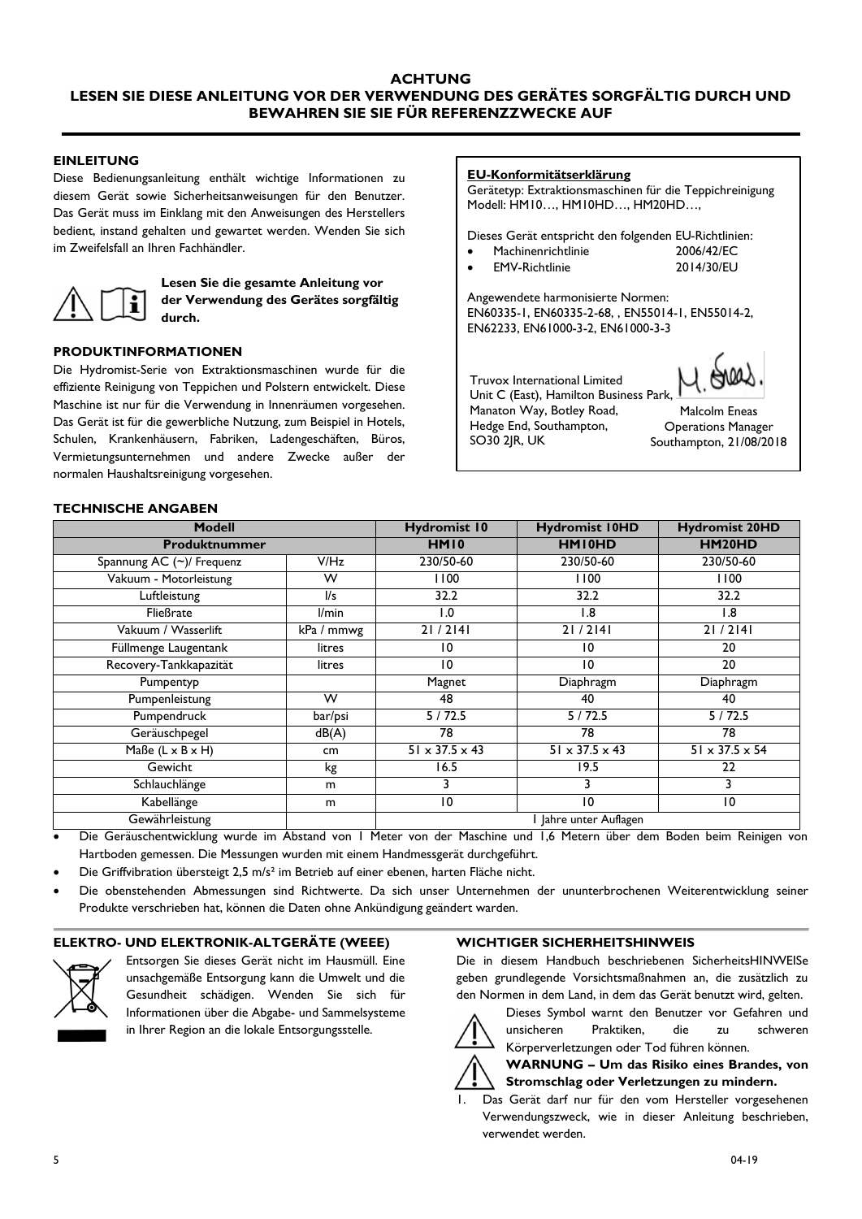**ACHTUNG**
**LESEN SIE DIESE ANLEITUNG VOR DER VERWENDUNG DES GERÄTES SORGFÄLTIG DURCH UND BEWAHREN SIE SIE FÜR REFERENZZWECKE AUF**

## EINLEITUNG

Diese Bedienungsanleitung enthält wichtige Informationen zu diesem Gerät sowie Sicherheitsanweisungen für den Benutzer. Das Gerät muss im Einklang mit den Anweisungen des Herstellers bedient, instand gehalten und gewartet werden. Wenden Sie sich im Zweifelsfall an Ihren Fachhändler.

**Lesen Sie die gesamte Anleitung vor der Verwendung des Gerätes sorgfältig durch.**

## PRODUKTINFORMATIONEN

Die Hydromist-Serie von Extraktionsmaschinen wurde für die effiziente Reinigung von Teppichen und Polstern entwickelt. Diese Maschine ist nur für die Verwendung in Innenräumen vorgesehen. Das Gerät ist für die gewerbliche Nutzung, zum Beispiel in Hotels, Schulen, Krankenhäusern, Fabriken, Ladengeschäften, Büros, Vermietungsunternehmen und andere Zwecke außer der normalen Haushaltsreinigung vorgesehen.

**EU-Konformitätserklärung**

Gerätetyp: Extraktionsmaschinen für die Teppichreinigung
Modell: HM10…, HM10HD…, HM20HD…,

Dieses Gerät entspricht den folgenden EU-Richtlinien:

- Machinenrichtlinie 2006/42/EC
- EMV-Richtlinie 2014/30/EU

Angewendete harmonisierte Normen:
EN60335-1, EN60335-2-68, , EN55014-1, EN55014-2, EN62233, EN61000-3-2, EN61000-3-3

Truvox International Limited
Unit C (East), Hamilton Business Park,
Manaton Way, Botley Road,
Hedge End, Southampton,
SO30 2JR, UK

Malcolm Eneas
Operations Manager
Southampton, 21/08/2018

## TECHNISCHE ANGABEN

| Modell | | Hydromist 10 | Hydromist 10HD | Hydromist 20HD |
|---|---|---|---|---|
| Produktnummer | | HM10 | HM10HD | HM20HD |
| Spannung AC (~)/ Frequenz | V/Hz | 230/50-60 | 230/50-60 | 230/50-60 |
| Vakuum - Motorleistung | W | 1100 | 1100 | 1100 |
| Luftleistung | l/s | 32.2 | 32.2 | 32.2 |
| Fließrate | l/min | 1.0 | 1.8 | 1.8 |
| Vakuum / Wasserlift | kPa / mmwg | 21 / 2141 | 21 / 2141 | 21 / 2141 |
| Füllmenge Laugentank | litres | 10 | 10 | 20 |
| Recovery-Tankkapazität | litres | 10 | 10 | 20 |
| Pumpentyp | | Magnet | Diaphragm | Diaphragm |
| Pumpenleistung | W | 48 | 40 | 40 |
| Pumpendruck | bar/psi | 5 / 72.5 | 5 / 72.5 | 5 / 72.5 |
| Geräuschpegel | dB(A) | 78 | 78 | 78 |
| Maße (L x B x H) | cm | 51 x 37.5 x 43 | 51 x 37.5 x 43 | 51 x 37.5 x 54 |
| Gewicht | kg | 16.5 | 19.5 | 22 |
| Schlauchlänge | m | 3 | 3 | 3 |
| Kabellänge | m | 10 | 10 | 10 |
| Gewährleistung | | 1 Jahre unter Auflagen | | |

- Die Geräuschentwicklung wurde im Abstand von 1 Meter von der Maschine und 1,6 Metern über dem Boden beim Reinigen von Hartboden gemessen. Die Messungen wurden mit einem Handmessgerät durchgeführt.
- Die Griffvibration übersteigt 2,5 m/s² im Betrieb auf einer ebenen, harten Fläche nicht.
- Die obenstehenden Abmessungen sind Richtwerte. Da sich unser Unternehmen der ununterbrochenen Weiterentwicklung seiner Produkte verschrieben hat, können die Daten ohne Ankündigung geändert warden.

## ELEKTRO- UND ELEKTRONIK-ALTGERÄTE (WEEE)

Entsorgen Sie dieses Gerät nicht im Hausmüll. Eine unsachgemäße Entsorgung kann die Umwelt und die Gesundheit schädigen. Wenden Sie sich für Informationen über die Abgabe- und Sammelsysteme in Ihrer Region an die lokale Entsorgungsstelle.

## WICHTIGER SICHERHEITSHINWEIS

Die in diesem Handbuch beschriebenen SicherheitsHINWEISe geben grundlegende Vorsichtsmaßnahmen an, die zusätzlich zu den Normen in dem Land, in dem das Gerät benutzt wird, gelten.

Dieses Symbol warnt den Benutzer vor Gefahren und unsicheren Praktiken, die zu schweren Körperverletzungen oder Tod führen können.

**WARNUNG – Um das Risiko eines Brandes, von Stromschlag oder Verletzungen zu mindern.**

1. Das Gerät darf nur für den vom Hersteller vorgesehenen Verwendungszweck, wie in dieser Anleitung beschrieben, verwendet werden.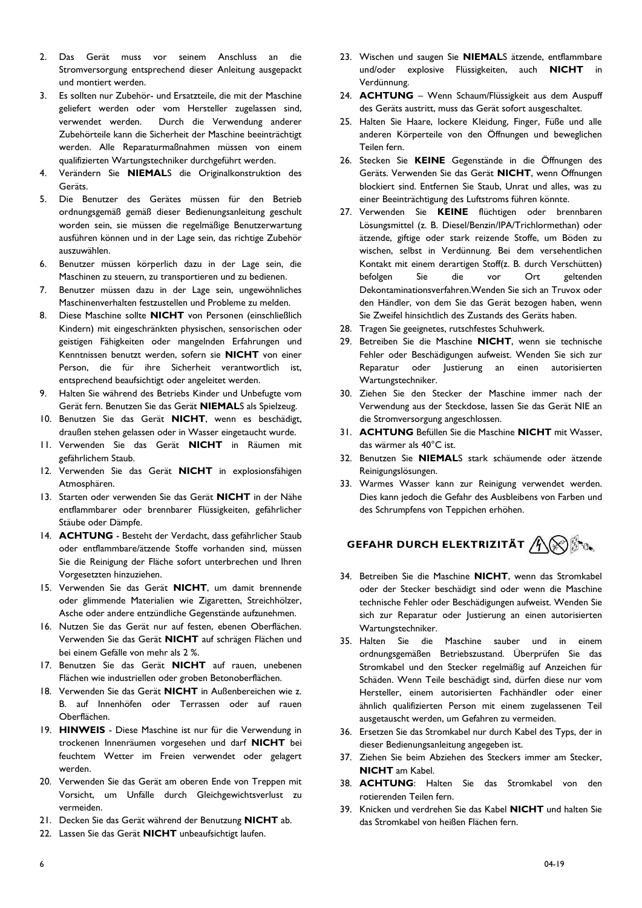2. Das Gerät muss vor seinem Anschluss an die Stromversorgung entsprechend dieser Anleitung ausgepackt und montiert werden.
3. Es sollten nur Zubehör- und Ersatzteile, die mit der Maschine geliefert werden oder vom Hersteller zugelassen sind, verwendet werden. Durch die Verwendung anderer Zubehörteile kann die Sicherheit der Maschine beeinträchtigt werden. Alle Reparaturmaßnahmen müssen von einem qualifizierten Wartungstechniker durchgeführt werden.
4. Verändern Sie **NIEMAL**S die Originalkonstruktion des Geräts.
5. Die Benutzer des Gerätes müssen für den Betrieb ordnungsgemäß gemäß dieser Bedienungsanleitung geschult worden sein, sie müssen die regelmäßige Benutzerwartung ausführen können und in der Lage sein, das richtige Zubehör auszuwählen.
6. Benutzer müssen körperlich dazu in der Lage sein, die Maschinen zu steuern, zu transportieren und zu bedienen.
7. Benutzer müssen dazu in der Lage sein, ungewöhnliches Maschinenverhalten festzustellen und Probleme zu melden.
8. Diese Maschine sollte **NICHT** von Personen (einschließlich Kindern) mit eingeschränkten physischen, sensorischen oder geistigen Fähigkeiten oder mangelnden Erfahrungen und Kenntnissen benutzt werden, sofern sie **NICHT** von einer Person, die für ihre Sicherheit verantwortlich ist, entsprechend beaufsichtigt oder angeleitet werden.
9. Halten Sie während des Betriebs Kinder und Unbefugte vom Gerät fern. Benutzen Sie das Gerät **NIEMAL**S als Spielzeug.
10. Benutzen Sie das Gerät **NICHT**, wenn es beschädigt, draußen stehen gelassen oder in Wasser eingetaucht wurde.
11. Verwenden Sie das Gerät **NICHT** in Räumen mit gefährlichem Staub.
12. Verwenden Sie das Gerät **NICHT** in explosionsfähigen Atmosphären.
13. Starten oder verwenden Sie das Gerät **NICHT** in der Nähe entflammbarer oder brennbarer Flüssigkeiten, gefährlicher Stäube oder Dämpfe.
14. **ACHTUNG** - Besteht der Verdacht, dass gefährlicher Staub oder entflammbare/ätzende Stoffe vorhanden sind, müssen Sie die Reinigung der Fläche sofort unterbrechen und Ihren Vorgesetzten hinzuziehen.
15. Verwenden Sie das Gerät **NICHT**, um damit brennende oder glimmende Materialien wie Zigaretten, Streichhölzer, Asche oder andere entzündliche Gegenstände aufzunehmen.
16. Nutzen Sie das Gerät nur auf festen, ebenen Oberflächen. Verwenden Sie das Gerät **NICHT** auf schrägen Flächen und bei einem Gefälle von mehr als 2 %.
17. Benutzen Sie das Gerät **NICHT** auf rauen, unebenen Flächen wie industriellen oder groben Betonoberflächen.
18. Verwenden Sie das Gerät **NICHT** in Außenbereichen wie z. B. auf Innenhöfen oder Terrassen oder auf rauen Oberflächen.
19. **HINWEIS** - Diese Maschine ist nur für die Verwendung in trockenen Innenräumen vorgesehen und darf **NICHT** bei feuchtem Wetter im Freien verwendet oder gelagert werden.
20. Verwenden Sie das Gerät am oberen Ende von Treppen mit Vorsicht, um Unfälle durch Gleichgewichtsverlust zu vermeiden.
21. Decken Sie das Gerät während der Benutzung **NICHT** ab.
22. Lassen Sie das Gerät **NICHT** unbeaufsichtigt laufen.
23. Wischen und saugen Sie **NIEMAL**S ätzende, entflammbare und/oder explosive Flüssigkeiten, auch **NICHT** in Verdünnung.
24. **ACHTUNG** – Wenn Schaum/Flüssigkeit aus dem Auspuff des Geräts austritt, muss das Gerät sofort ausgeschaltet.
25. Halten Sie Haare, lockere Kleidung, Finger, Füße und alle anderen Körperteile von den Öffnungen und beweglichen Teilen fern.
26. Stecken Sie **KEINE** Gegenstände in die Öffnungen des Geräts. Verwenden Sie das Gerät **NICHT**, wenn Öffnungen blockiert sind. Entfernen Sie Staub, Unrat und alles, was zu einer Beeinträchtigung des Luftstroms führen könnte.
27. Verwenden Sie **KEINE** flüchtigen oder brennbaren Lösungsmittel (z. B. Diesel/Benzin/IPA/Trichlormethan) oder ätzende, giftige oder stark reizende Stoffe, um Böden zu wischen, selbst in Verdünnung. Bei dem versehentlichen Kontakt mit einem derartigen Stoff(z. B. durch Verschütten) befolgen Sie die vor Ort geltenden Dekontaminationsverfahren.Wenden Sie sich an Truvox oder den Händler, von dem Sie das Gerät bezogen haben, wenn Sie Zweifel hinsichtlich des Zustands des Geräts haben.
28. Tragen Sie geeignetes, rutschfestes Schuhwerk.
29. Betreiben Sie die Maschine **NICHT**, wenn sie technische Fehler oder Beschädigungen aufweist. Wenden Sie sich zur Reparatur oder Justierung an einen autorisierten Wartungstechniker.
30. Ziehen Sie den Stecker der Maschine immer nach der Verwendung aus der Steckdose, lassen Sie das Gerät NIE an die Stromversorgung angeschlossen.
31. **ACHTUNG** Befüllen Sie die Maschine **NICHT** mit Wasser, das wärmer als 40°C ist.
32. Benutzen Sie **NIEMAL**S stark schäumende oder ätzende Reinigungslösungen.
33. Warmes Wasser kann zur Reinigung verwendet werden. Dies kann jedoch die Gefahr des Ausbleibens von Farben und des Schrumpfens von Teppichen erhöhen.

## GEFAHR DURCH ELEKTRIZITÄT

34. Betreiben Sie die Maschine **NICHT**, wenn das Stromkabel oder der Stecker beschädigt sind oder wenn die Maschine technische Fehler oder Beschädigungen aufweist. Wenden Sie sich zur Reparatur oder Justierung an einen autorisierten Wartungstechniker.
35. Halten Sie die Maschine sauber und in einem ordnungsgemäßen Betriebszustand. Überprüfen Sie das Stromkabel und den Stecker regelmäßig auf Anzeichen für Schäden. Wenn Teile beschädigt sind, dürfen diese nur vom Hersteller, einem autorisierten Fachhändler oder einer ähnlich qualifizierten Person mit einem zugelassenen Teil ausgetauscht werden, um Gefahren zu vermeiden.
36. Ersetzen Sie das Stromkabel nur durch Kabel des Typs, der in dieser Bedienungsanleitung angegeben ist.
37. Ziehen Sie beim Abziehen des Steckers immer am Stecker, **NICHT** am Kabel.
38. **ACHTUNG**: Halten Sie das Stromkabel von den rotierenden Teilen fern.
39. Knicken und verdrehen Sie das Kabel **NICHT** und halten Sie das Stromkabel von heißen Flächen fern.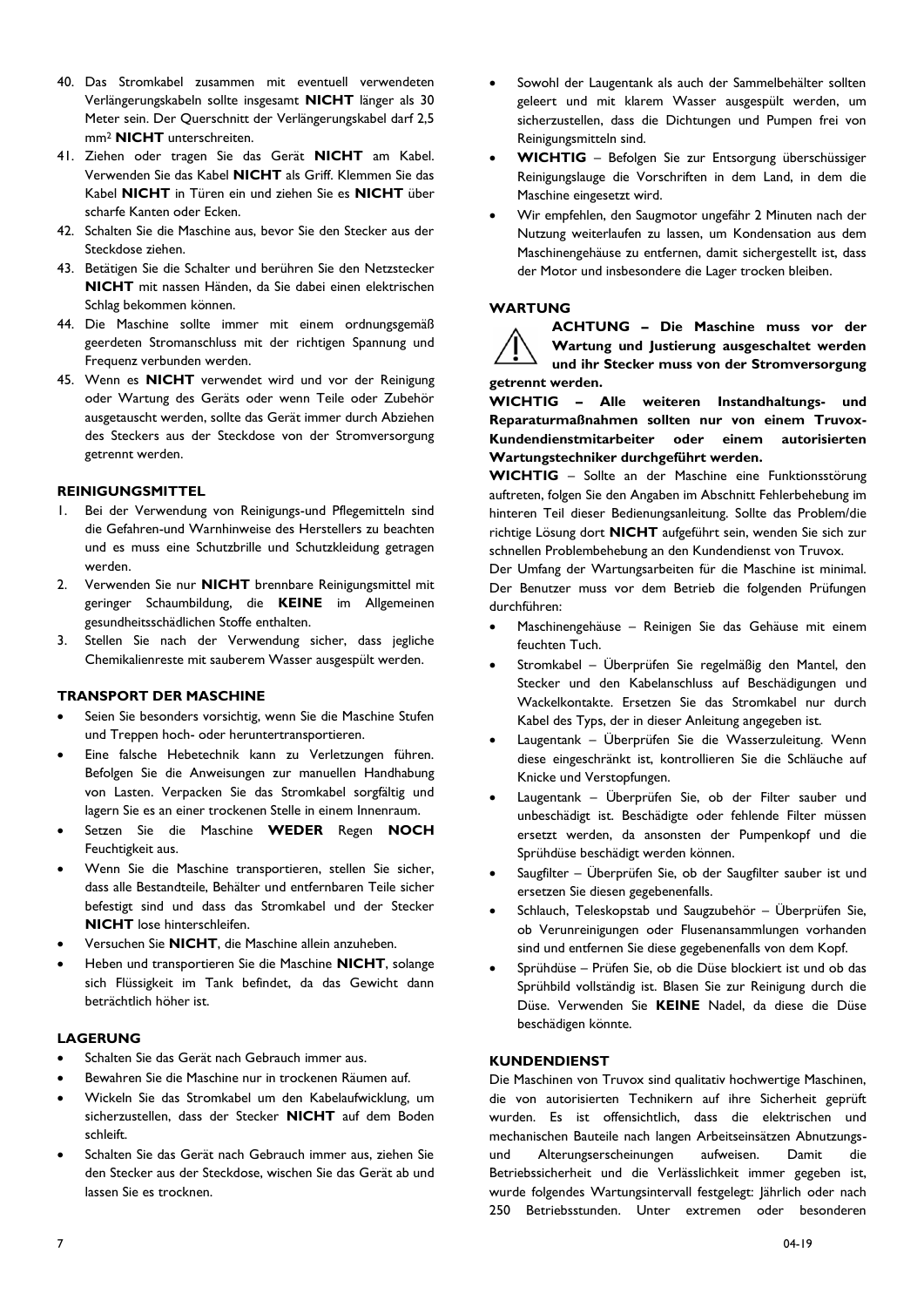40. Das Stromkabel zusammen mit eventuell verwendeten Verlängerungskabeln sollte insgesamt **NICHT** länger als 30 Meter sein. Der Querschnitt der Verlängerungskabel darf 2,5 $mm^2$ **NICHT** unterschreiten.
41. Ziehen oder tragen Sie das Gerät **NICHT** am Kabel. Verwenden Sie das Kabel **NICHT** als Griff. Klemmen Sie das Kabel **NICHT** in Türen ein und ziehen Sie es **NICHT** über scharfe Kanten oder Ecken.
42. Schalten Sie die Maschine aus, bevor Sie den Stecker aus der Steckdose ziehen.
43. Betätigen Sie die Schalter und berühren Sie den Netzstecker **NICHT** mit nassen Händen, da Sie dabei einen elektrischen Schlag bekommen können.
44. Die Maschine sollte immer mit einem ordnungsgemäß geerdeten Stromanschluss mit der richtigen Spannung und Frequenz verbunden werden.
45. Wenn es **NICHT** verwendet wird und vor der Reinigung oder Wartung des Geräts oder wenn Teile oder Zubehör ausgetauscht werden, sollte das Gerät immer durch Abziehen des Steckers aus der Steckdose von der Stromversorgung getrennt werden.

### REINIGUNGSMITTEL

1. Bei der Verwendung von Reinigungs-und Pflegemitteln sind die Gefahren-und Warnhinweise des Herstellers zu beachten und es muss eine Schutzbrille und Schutzkleidung getragen werden.
2. Verwenden Sie nur **NICHT** brennbare Reinigungsmittel mit geringer Schaumbildung, die **KEINE** im Allgemeinen gesundheitsschädlichen Stoffe enthalten.
3. Stellen Sie nach der Verwendung sicher, dass jegliche Chemikalienreste mit sauberem Wasser ausgespült werden.

### TRANSPORT DER MASCHINE

- Seien Sie besonders vorsichtig, wenn Sie die Maschine Stufen und Treppen hoch- oder heruntertransportieren.
- Eine falsche Hebetechnik kann zu Verletzungen führen. Befolgen Sie die Anweisungen zur manuellen Handhabung von Lasten. Verpacken Sie das Stromkabel sorgfältig und lagern Sie es an einer trockenen Stelle in einem Innenraum.
- Setzen Sie die Maschine **WEDER** Regen **NOCH** Feuchtigkeit aus.
- Wenn Sie die Maschine transportieren, stellen Sie sicher, dass alle Bestandteile, Behälter und entfernbaren Teile sicher befestigt sind und dass das Stromkabel und der Stecker **NICHT** lose hinterschleifen.
- Versuchen Sie **NICHT**, die Maschine allein anzuheben.
- Heben und transportieren Sie die Maschine **NICHT**, solange sich Flüssigkeit im Tank befindet, da das Gewicht dann beträchtlich höher ist.

### LAGERUNG

- Schalten Sie das Gerät nach Gebrauch immer aus.
- Bewahren Sie die Maschine nur in trockenen Räumen auf.
- Wickeln Sie das Stromkabel um den Kabelaufwicklung, um sicherzustellen, dass der Stecker **NICHT** auf dem Boden schleift.
- Schalten Sie das Gerät nach Gebrauch immer aus, ziehen Sie den Stecker aus der Steckdose, wischen Sie das Gerät ab und lassen Sie es trocknen.
- Sowohl der Laugentank als auch der Sammelbehälter sollten geleert und mit klarem Wasser ausgespült werden, um sicherzustellen, dass die Dichtungen und Pumpen frei von Reinigungsmitteln sind.
- **WICHTIG** – Befolgen Sie zur Entsorgung überschüssiger Reinigungslauge die Vorschriften in dem Land, in dem die Maschine eingesetzt wird.
- Wir empfehlen, den Saugmotor ungefähr 2 Minuten nach der Nutzung weiterlaufen zu lassen, um Kondensation aus dem Maschinengehäuse zu entfernen, damit sichergestellt ist, dass der Motor und insbesondere die Lager trocken bleiben.

### WARTUNG

**ACHTUNG – Die Maschine muss vor der Wartung und Justierung ausgeschaltet werden und ihr Stecker muss von der Stromversorgung getrennt werden.**

**WICHTIG – Alle weiteren Instandhaltungs- und Reparaturmaßnahmen sollten nur von einem Truvox-Kundendienstmitarbeiter oder einem autorisierten Wartungstechniker durchgeführt werden.**

**WICHTIG** – Sollte an der Maschine eine Funktionsstörung auftreten, folgen Sie den Angaben im Abschnitt Fehlerbehebung im hinteren Teil dieser Bedienungsanleitung. Sollte das Problem/die richtige Lösung dort **NICHT** aufgeführt sein, wenden Sie sich zur schnellen Problembehebung an den Kundendienst von Truvox.

Der Umfang der Wartungsarbeiten für die Maschine ist minimal. Der Benutzer muss vor dem Betrieb die folgenden Prüfungen durchführen:

- Maschinengehäuse – Reinigen Sie das Gehäuse mit einem feuchten Tuch.
- Stromkabel – Überprüfen Sie regelmäßig den Mantel, den Stecker und den Kabelanschluss auf Beschädigungen und Wackelkontakte. Ersetzen Sie das Stromkabel nur durch Kabel des Typs, der in dieser Anleitung angegeben ist.
- Laugentank – Überprüfen Sie die Wasserzuleitung. Wenn diese eingeschränkt ist, kontrollieren Sie die Schläuche auf Knicke und Verstopfungen.
- Laugentank – Überprüfen Sie, ob der Filter sauber und unbeschädigt ist. Beschädigte oder fehlende Filter müssen ersetzt werden, da ansonsten der Pumpenkopf und die Sprühdüse beschädigt werden können.
- Saugfilter – Überprüfen Sie, ob der Saugfilter sauber ist und ersetzen Sie diesen gegebenenfalls.
- Schlauch, Teleskopstab und Saugzubehör – Überprüfen Sie, ob Verunreinigungen oder Flusenansammlungen vorhanden sind und entfernen Sie diese gegebenenfalls von dem Kopf.
- Sprühdüse – Prüfen Sie, ob die Düse blockiert ist und ob das Sprühbild vollständig ist. Blasen Sie zur Reinigung durch die Düse. Verwenden Sie **KEINE** Nadel, da diese die Düse beschädigen könnte.

### KUNDENDIENST

Die Maschinen von Truvox sind qualitativ hochwertige Maschinen, die von autorisierten Technikern auf ihre Sicherheit geprüft wurden. Es ist offensichtlich, dass die elektrischen und mechanischen Bauteile nach langen Arbeitseinsätzen Abnutzungs- und Alterungserscheinungen aufweisen. Damit die Betriebssicherheit und die Verlässlichkeit immer gegeben ist, wurde folgendes Wartungsintervall festgelegt: Jährlich oder nach 250 Betriebsstunden. Unter extremen oder besonderen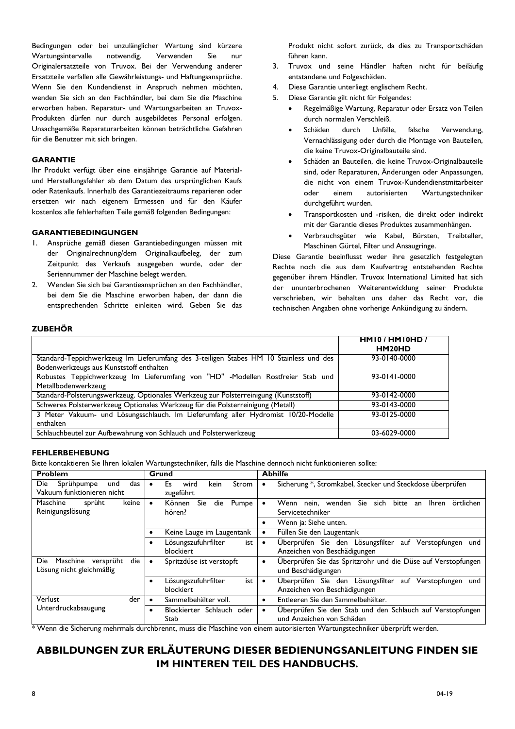Bedingungen oder bei unzulänglicher Wartung sind kürzere Wartungsintervalle notwendig. Verwenden Sie nur Originalersatzteile von Truvox. Bei der Verwendung anderer Ersatzteile verfallen alle Gewährleistungs- und Haftungsansprüche. Wenn Sie den Kundendienst in Anspruch nehmen möchten, wenden Sie sich an den Fachhändler, bei dem Sie die Maschine erworben haben. Reparatur- und Wartungsarbeiten an Truvox-Produkten dürfen nur durch ausgebildetes Personal erfolgen. Unsachgemäße Reparaturarbeiten können beträchtliche Gefahren für die Benutzer mit sich bringen.

**GARANTIE**

Ihr Produkt verfügt über eine einsjährige Garantie auf Material- und Herstellungsfehler ab dem Datum des ursprünglichen Kaufs oder Ratenkaufs. Innerhalb des Garantiezeitraums reparieren oder ersetzen wir nach eigenem Ermessen und für den Käufer kostenlos alle fehlerhaften Teile gemäß folgenden Bedingungen:

**GARANTIEBEDINGUNGEN**

1. Ansprüche gemäß diesen Garantiebedingungen müssen mit der Originalrechnung/dem Originalkaufbeleg, der zum Zeitpunkt des Verkaufs ausgegeben wurde, oder der Seriennummer der Maschine belegt werden.
2. Wenden Sie sich bei Garantieansprüchen an den Fachhändler, bei dem Sie die Maschine erworben haben, der dann die entsprechenden Schritte einleiten wird. Geben Sie das Produkt nicht sofort zurück, da dies zu Transportschäden führen kann.
3. Truvox und seine Händler haften nicht für beiläufig entstandene und Folgeschäden.
4. Diese Garantie unterliegt englischem Recht.
5. Diese Garantie gilt nicht für Folgendes:
   - Regelmäßige Wartung, Reparatur oder Ersatz von Teilen durch normalen Verschleiß.
   - Schäden durch Unfälle, falsche Verwendung, Vernachlässigung oder durch die Montage von Bauteilen, die keine Truvox-Originalbauteile sind.
   - Schäden an Bauteilen, die keine Truvox-Originalbauteile sind, oder Reparaturen, Änderungen oder Anpassungen, die nicht von einem Truvox-Kundendienstmitarbeiter oder einem autorisierten Wartungstechniker durchgeführt wurden.
   - Transportkosten und -risiken, die direkt oder indirekt mit der Garantie dieses Produktes zusammenhängen.
   - Verbrauchsgüter wie Kabel, Bürsten, Treibteller, Maschinen Gürtel, Filter und Ansaugringe.

Diese Garantie beeinflusst weder ihre gesetzlich festgelegten Rechte noch die aus dem Kaufvertrag entstehenden Rechte gegenüber ihrem Händler. Truvox International Limited hat sich der ununterbrochenen Weiterentwicklung seiner Produkte verschrieben, wir behalten uns daher das Recht vor, die technischen Angaben ohne vorherige Ankündigung zu ändern.

**ZUBEHÖR**

| | HM10 / HM10HD / HM20HD |
|---|---|
| Standard-Teppichwerkzeug Im Lieferumfang des 3-teiligen Stabes HM 10 Stainless und des Bodenwerkzeugs aus Kunststoff enthalten | 93-0140-0000 |
| Robustes Teppichwerkzeug Im Lieferumfang von "HD" -Modellen Rostfreier Stab und Metallbodenwerkzeug | 93-0141-0000 |
| Standard-Polsterungswerkzeug. Optionales Werkzeug zur Polsterreinigung (Kunststoff) | 93-0142-0000 |
| Schweres Polsterwerkzeug Optionales Werkzeug für die Polsterreinigung (Metall) | 93-0143-0000 |
| 3 Meter Vakuum- und Lösungsschlauch. Im Lieferumfang aller Hydromist 10/20-Modelle enthalten | 93-0125-0000 |
| Schlauchbeutel zur Aufbewahrung von Schlauch und Polsterwerkzeug | 03-6029-0000 |

**FEHLERBEHEBUNG**

Bitte kontaktieren Sie Ihren lokalen Wartungstechniker, falls die Maschine dennoch nicht funktionieren sollte:

| Problem | Grund | Abhilfe |
|---|---|---|
| Die Sprühpumpe und das Vakuum funktionieren nicht | • Es wird kein Strom zugeführt | • Sicherung *, Stromkabel, Stecker und Steckdose überprüfen |
| Maschine sprüht keine Reinigungslösung | • Können Sie die Pumpe hören? | • Wenn nein, wenden Sie sich bitte an Ihren örtlichen Servicetechniker |
| | | • Wenn ja: Siehe unten. |
| | • Keine Lauge im Laugentank | • Füllen Sie den Laugentank |
| | • Lösungszufuhrfilter ist blockiert | • Überprüfen Sie den Lösungsfilter auf Verstopfungen und Anzeichen von Beschädigungen |
| Die Maschine versprüht die Lösung nicht gleichmäßig | • Spritzdüse ist verstopft | • Überprüfen Sie das Spritzrohr und die Düse auf Verstopfungen und Beschädigungen |
| | • Lösungszufuhrfilter ist blockiert | • Überprüfen Sie den Lösungsfilter auf Verstopfungen und Anzeichen von Beschädigungen |
| Verlust der Unterdruckabsaugung | • Sammelbehälter voll. | • Entleeren Sie den Sammelbehälter. |
| | • Blockierter Schlauch oder Stab | • Überprüfen Sie den Stab und den Schlauch auf Verstopfungen und Anzeichen von Schäden |

* Wenn die Sicherung mehrmals durchbrennt, muss die Maschine von einem autorisierten Wartungstechniker überprüft werden.

## ABBILDUNGEN ZUR ERLÄUTERUNG DIESER BEDIENUNGSANLEITUNG FINDEN SIE IM HINTEREN TEIL DES HANDBUCHS.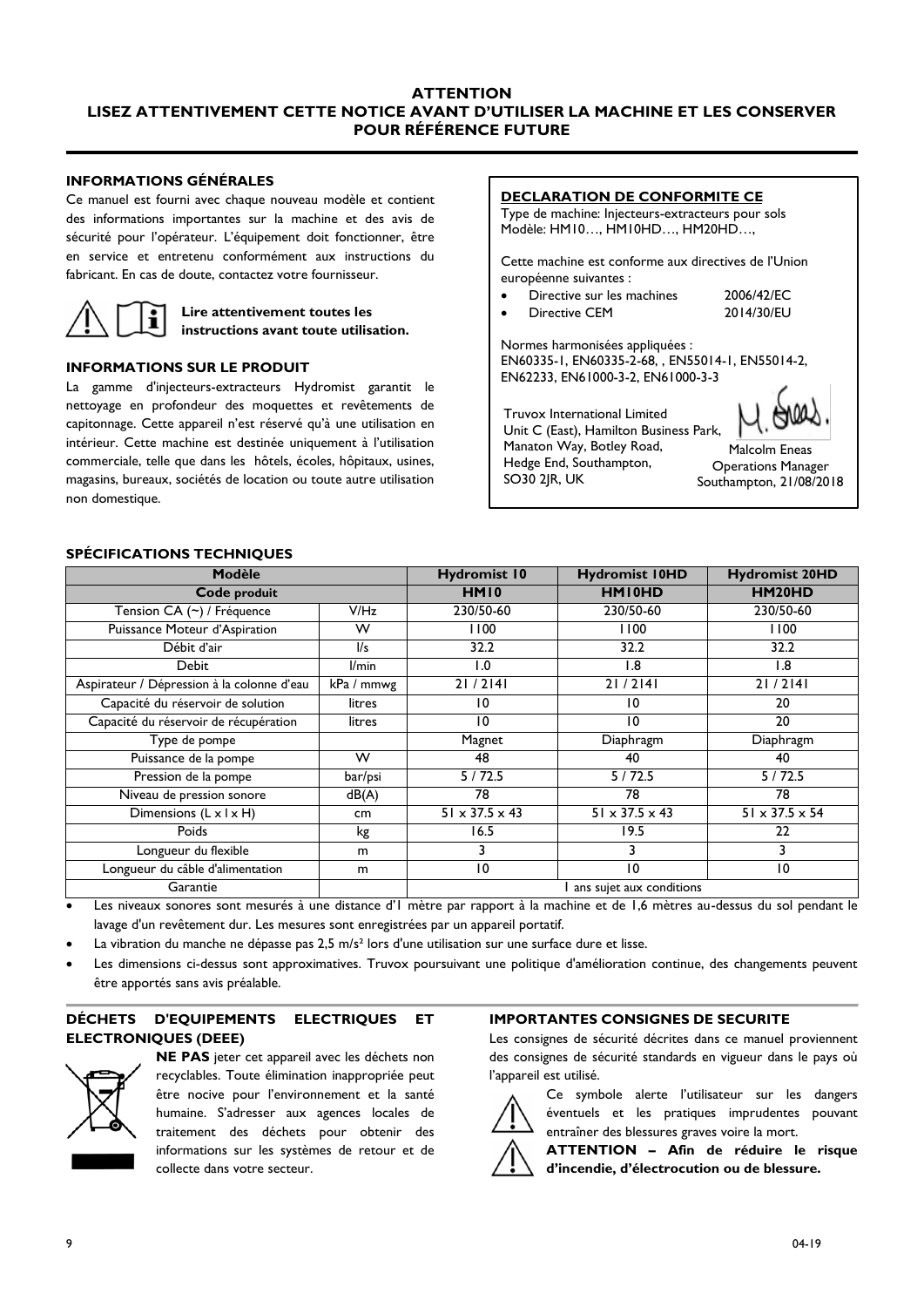**ATTENTION**
**LISEZ ATTENTIVEMENT CETTE NOTICE AVANT D'UTILISER LA MACHINE ET LES CONSERVER POUR RÉFÉRENCE FUTURE**

### INFORMATIONS GÉNÉRALES

Ce manuel est fourni avec chaque nouveau modèle et contient des informations importantes sur la machine et des avis de sécurité pour l'opérateur. L'équipement doit fonctionner, être en service et entretenu conformément aux instructions du fabricant. En cas de doute, contactez votre fournisseur.

**Lire attentivement toutes les instructions avant toute utilisation.**

### INFORMATIONS SUR LE PRODUIT

La gamme d'injecteurs-extracteurs Hydromist garantit le nettoyage en profondeur des moquettes et revêtements de capitonnage. Cet appareil n'est réservé qu'à une utilisation en intérieur. Cette machine est destinée uniquement à l'utilisation commerciale, telle que dans les hôtels, écoles, hôpitaux, usines, magasins, bureaux, sociétés de location ou toute autre utilisation non domestique.

### DECLARATION DE CONFORMITE CE

Type de machine: Injecteurs-extracteurs pour sols
Modèle: HM10…, HM10HD…, HM20HD…,

Cette machine est conforme aux directives de l'Union européenne suivantes :

- Directive sur les machines 2006/42/EC
- Directive CEM 2014/30/EU

Normes harmonisées appliquées :
EN60335-1, EN60335-2-68, , EN55014-1, EN55014-2, EN62233, EN61000-3-2, EN61000-3-3

Truvox International Limited
Unit C (East), Hamilton Business Park,
Manaton Way, Botley Road,
Hedge End, Southampton,
SO30 2JR, UK

Malcolm Eneas
Operations Manager
Southampton, 21/08/2018

### SPÉCIFICATIONS TECHNIQUES

| Modèle | | Hydromist 10 | Hydromist 10HD | Hydromist 20HD |
|---|---|---|---|---|
| **Code produit** | | **HM10** | **HM10HD** | **HM20HD** |
| Tension CA (~) / Fréquence | V/Hz | 230/50-60 | 230/50-60 | 230/50-60 |
| Puissance Moteur d'Aspiration | W | 1100 | 1100 | 1100 |
| Débit d'air | l/s | 32.2 | 32.2 | 32.2 |
| Debit | l/min | 1.0 | 1.8 | 1.8 |
| Aspirateur / Dépression à la colonne d'eau | kPa / mmwg | 21 / 2141 | 21 / 2141 | 21 / 2141 |
| Capacité du réservoir de solution | litres | 10 | 10 | 20 |
| Capacité du réservoir de récupération | litres | 10 | 10 | 20 |
| Type de pompe | | Magnet | Diaphragm | Diaphragm |
| Puissance de la pompe | W | 48 | 40 | 40 |
| Pression de la pompe | bar/psi | 5 / 72.5 | 5 / 72.5 | 5 / 72.5 |
| Niveau de pression sonore | dB(A) | 78 | 78 | 78 |
| Dimensions (L x l x H) | cm | 51 x 37.5 x 43 | 51 x 37.5 x 43 | 51 x 37.5 x 54 |
| Poids | kg | 16.5 | 19.5 | 22 |
| Longueur du flexible | m | 3 | 3 | 3 |
| Longueur du câble d'alimentation | m | 10 | 10 | 10 |
| Garantie | | 1 ans sujet aux conditions | | |

- Les niveaux sonores sont mesurés à une distance d'1 mètre par rapport à la machine et de 1,6 mètres au-dessus du sol pendant le lavage d'un revêtement dur. Les mesures sont enregistrées par un appareil portatif.
- La vibration du manche ne dépasse pas 2,5 m/s² lors d'une utilisation sur une surface dure et lisse.
- Les dimensions ci-dessus sont approximatives. Truvox poursuivant une politique d'amélioration continue, des changements peuvent être apportés sans avis préalable.

### DÉCHETS D'EQUIPEMENTS ELECTRIQUES ET ELECTRONIQUES (DEEE)

**NE PAS** jeter cet appareil avec les déchets non recyclables. Toute élimination inappropriée peut être nocive pour l'environnement et la santé humaine. S'adresser aux agences locales de traitement des déchets pour obtenir des informations sur les systèmes de retour et de collecte dans votre secteur.

### IMPORTANTES CONSIGNES DE SECURITE

Les consignes de sécurité décrites dans ce manuel proviennent des consignes de sécurité standards en vigueur dans le pays où l'appareil est utilisé.

Ce symbole alerte l'utilisateur sur les dangers éventuels et les pratiques imprudentes pouvant entraîner des blessures graves voire la mort.

**ATTENTION – Afin de réduire le risque d'incendie, d'électrocution ou de blessure.**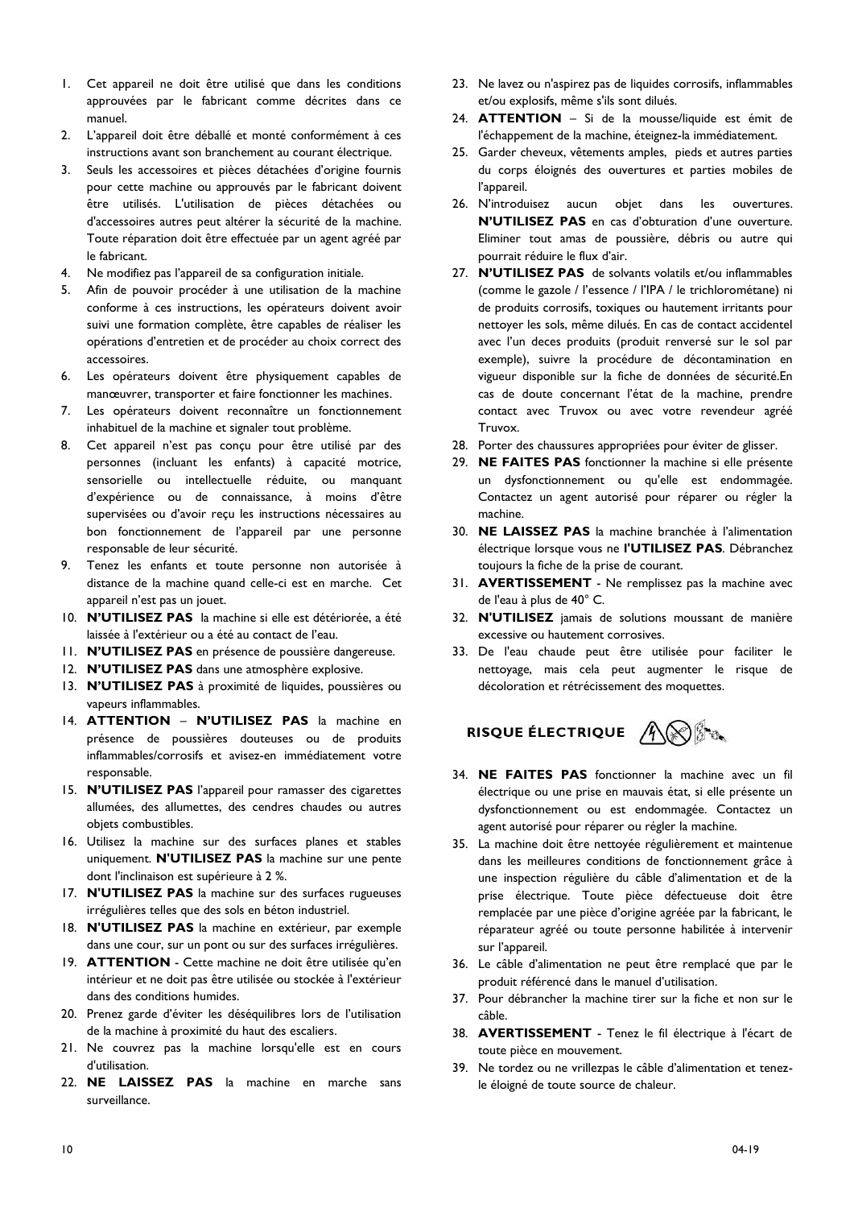1. Cet appareil ne doit être utilisé que dans les conditions approuvées par le fabricant comme décrites dans ce manuel.
2. L'appareil doit être déballé et monté conformément à ces instructions avant son branchement au courant électrique.
3. Seuls les accessoires et pièces détachées d'origine fournis pour cette machine ou approuvés par le fabricant doivent être utilisés. L'utilisation de pièces détachées ou d'accessoires autres peut altérer la sécurité de la machine. Toute réparation doit être effectuée par un agent agréé par le fabricant.
4. Ne modifiez pas l'appareil de sa configuration initiale.
5. Afin de pouvoir procéder à une utilisation de la machine conforme à ces instructions, les opérateurs doivent avoir suivi une formation complète, être capables de réaliser les opérations d'entretien et de procéder au choix correct des accessoires.
6. Les opérateurs doivent être physiquement capables de manœuvrer, transporter et faire fonctionner les machines.
7. Les opérateurs doivent reconnaître un fonctionnement inhabituel de la machine et signaler tout problème.
8. Cet appareil n'est pas conçu pour être utilisé par des personnes (incluant les enfants) à capacité motrice, sensorielle ou intellectuelle réduite, ou manquant d'expérience ou de connaissance, à moins d'être supervisées ou d'avoir reçu les instructions nécessaires au bon fonctionnement de l'appareil par une personne responsable de leur sécurité.
9. Tenez les enfants et toute personne non autorisée à distance de la machine quand celle-ci est en marche. Cet appareil n'est pas un jouet.
10. **N'UTILISEZ PAS** la machine si elle est détériorée, a été laissée à l'extérieur ou a été au contact de l'eau.
11. **N'UTILISEZ PAS** en présence de poussière dangereuse.
12. **N'UTILISEZ PAS** dans une atmosphère explosive.
13. **N'UTILISEZ PAS** à proximité de liquides, poussières ou vapeurs inflammables.
14. **ATTENTION** – **N'UTILISEZ PAS** la machine en présence de poussières douteuses ou de produits inflammables/corrosifs et avisez-en immédiatement votre responsable.
15. **N'UTILISEZ PAS** l'appareil pour ramasser des cigarettes allumées, des allumettes, des cendres chaudes ou autres objets combustibles.
16. Utilisez la machine sur des surfaces planes et stables uniquement. **N'UTILISEZ PAS** la machine sur une pente dont l'inclinaison est supérieure à 2 %.
17. **N'UTILISEZ PAS** la machine sur des surfaces rugueuses irrégulières telles que des sols en béton industriel.
18. **N'UTILISEZ PAS** la machine en extérieur, par exemple dans une cour, sur un pont ou sur des surfaces irrégulières.
19. **ATTENTION** - Cette machine ne doit être utilisée qu'en intérieur et ne doit pas être utilisée ou stockée à l'extérieur dans des conditions humides.
20. Prenez garde d'éviter les déséquilibres lors de l'utilisation de la machine à proximité du haut des escaliers.
21. Ne couvrez pas la machine lorsqu'elle est en cours d'utilisation.
22. **NE LAISSEZ PAS** la machine en marche sans surveillance.
23. Ne lavez ou n'aspirez pas de liquides corrosifs, inflammables et/ou explosifs, même s'ils sont dilués.
24. **ATTENTION** – Si de la mousse/liquide est émit de l'échappement de la machine, éteignez-la immédiatement.
25. Garder cheveux, vêtements amples, pieds et autres parties du corps éloignés des ouvertures et parties mobiles de l'appareil.
26. N'introduisez aucun objet dans les ouvertures. **N'UTILISEZ PAS** en cas d'obturation d'une ouverture. Eliminer tout amas de poussière, débris ou autre qui pourrait réduire le flux d'air.
27. **N'UTILISEZ PAS** de solvants volatils et/ou inflammables (comme le gazole / l'essence / l'IPA / le trichlorométane) ni de produits corrosifs, toxiques ou hautement irritants pour nettoyer les sols, même dilués. En cas de contact accidentel avec l'un deces produits (produit renversé sur le sol par exemple), suivre la procédure de décontamination en vigueur disponible sur la fiche de données de sécurité.En cas de doute concernant l'état de la machine, prendre contact avec Truvox ou avec votre revendeur agréé Truvox.
28. Porter des chaussures appropriées pour éviter de glisser.
29. **NE FAITES PAS** fonctionner la machine si elle présente un dysfonctionnement ou qu'elle est endommagée. Contactez un agent autorisé pour réparer ou régler la machine.
30. **NE LAISSEZ PAS** la machine branchée à l'alimentation électrique lorsque vous ne **l'UTILISEZ PAS**. Débranchez toujours la fiche de la prise de courant.
31. **AVERTISSEMENT** - Ne remplissez pas la machine avec de l'eau à plus de 40° C.
32. **N'UTILISEZ** jamais de solutions moussant de manière excessive ou hautement corrosives.
33. De l'eau chaude peut être utilisée pour faciliter le nettoyage, mais cela peut augmenter le risque de décoloration et rétrécissement des moquettes.

## RISQUE ÉLECTRIQUE

34. **NE FAITES PAS** fonctionner la machine avec un fil électrique ou une prise en mauvais état, si elle présente un dysfonctionnement ou est endommagée. Contactez un agent autorisé pour réparer ou régler la machine.
35. La machine doit être nettoyée régulièrement et maintenue dans les meilleures conditions de fonctionnement grâce à une inspection régulière du câble d'alimentation et de la prise électrique. Toute pièce défectueuse doit être remplacée par une pièce d'origine agréée par la fabricant, le réparateur agréé ou toute personne habilitée à intervenir sur l'appareil.
36. Le câble d'alimentation ne peut être remplacé que par le produit référencé dans le manuel d'utilisation.
37. Pour débrancher la machine tirer sur la fiche et non sur le câble.
38. **AVERTISSEMENT** - Tenez le fil électrique à l'écart de toute pièce en mouvement.
39. Ne tordez ou ne vrillezpas le câble d'alimentation et tenez-le éloigné de toute source de chaleur.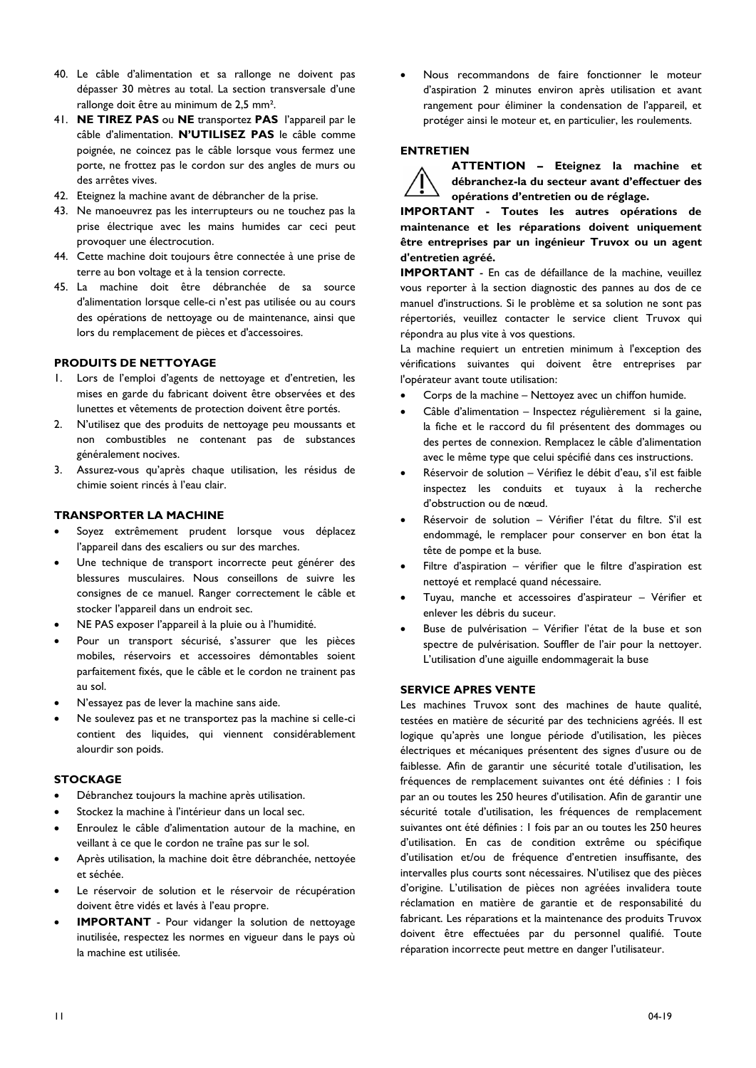40. Le câble d'alimentation et sa rallonge ne doivent pas dépasser 30 mètres au total. La section transversale d'une rallonge doit être au minimum de 2,5 mm².
41. **NE TIREZ PAS** ou **NE** transportez **PAS** l'appareil par le câble d'alimentation. **N'UTILISEZ PAS** le câble comme poignée, ne coincez pas le câble lorsque vous fermez une porte, ne frottez pas le cordon sur des angles de murs ou des arrêtes vives.
42. Eteignez la machine avant de débrancher de la prise.
43. Ne manoeuvrez pas les interrupteurs ou ne touchez pas la prise électrique avec les mains humides car ceci peut provoquer une électrocution.
44. Cette machine doit toujours être connectée à une prise de terre au bon voltage et à la tension correcte.
45. La machine doit être débranchée de sa source d'alimentation lorsque celle-ci n'est pas utilisée ou au cours des opérations de nettoyage ou de maintenance, ainsi que lors du remplacement de pièces et d'accessoires.

### PRODUITS DE NETTOYAGE

1. Lors de l'emploi d'agents de nettoyage et d'entretien, les mises en garde du fabricant doivent être observées et des lunettes et vêtements de protection doivent être portés.
2. N'utilisez que des produits de nettoyage peu moussants et non combustibles ne contenant pas de substances généralement nocives.
3. Assurez-vous qu'après chaque utilisation, les résidus de chimie soient rincés à l'eau clair.

### TRANSPORTER LA MACHINE

- Soyez extrêmement prudent lorsque vous déplacez l'appareil dans des escaliers ou sur des marches.
- Une technique de transport incorrecte peut générer des blessures musculaires. Nous conseillons de suivre les consignes de ce manuel. Ranger correctement le câble et stocker l'appareil dans un endroit sec.
- NE PAS exposer l'appareil à la pluie ou à l'humidité.
- Pour un transport sécurisé, s'assurer que les pièces mobiles, réservoirs et accessoires démontables soient parfaitement fixés, que le câble et le cordon ne trainent pas au sol.
- N'essayez pas de lever la machine sans aide.
- Ne soulevez pas et ne transportez pas la machine si celle-ci contient des liquides, qui viennent considérablement alourdir son poids.

### STOCKAGE

- Débranchez toujours la machine après utilisation.
- Stockez la machine à l'intérieur dans un local sec.
- Enroulez le câble d'alimentation autour de la machine, en veillant à ce que le cordon ne traîne pas sur le sol.
- Après utilisation, la machine doit être débranchée, nettoyée et séchée.
- Le réservoir de solution et le réservoir de récupération doivent être vidés et lavés à l'eau propre.
- **IMPORTANT** - Pour vidanger la solution de nettoyage inutilisée, respectez les normes en vigueur dans le pays où la machine est utilisée.
- Nous recommandons de faire fonctionner le moteur d'aspiration 2 minutes environ après utilisation et avant rangement pour éliminer la condensation de l'appareil, et protéger ainsi le moteur et, en particulier, les roulements.

### ENTRETIEN

**ATTENTION – Eteignez la machine et débranchez-la du secteur avant d'effectuer des opérations d'entretien ou de réglage.**

**IMPORTANT - Toutes les autres opérations de maintenance et les réparations doivent uniquement être entreprises par un ingénieur Truvox ou un agent d'entretien agréé.**

**IMPORTANT** - En cas de défaillance de la machine, veuillez vous reporter à la section diagnostic des pannes au dos de ce manuel d'instructions. Si le problème et sa solution ne sont pas répertoriés, veuillez contacter le service client Truvox qui répondra au plus vite à vos questions.

La machine requiert un entretien minimum à l'exception des vérifications suivantes qui doivent être entreprises par l'opérateur avant toute utilisation:

- Corps de la machine – Nettoyez avec un chiffon humide.
- Câble d'alimentation – Inspectez régulièrement si la gaine, la fiche et le raccord du fil présentent des dommages ou des pertes de connexion. Remplacez le câble d'alimentation avec le même type que celui spécifié dans ces instructions.
- Réservoir de solution – Vérifiez le débit d'eau, s'il est faible inspectez les conduits et tuyaux à la recherche d'obstruction ou de nœud.
- Réservoir de solution – Vérifier l'état du filtre. S'il est endommagé, le remplacer pour conserver en bon état la tête de pompe et la buse.
- Filtre d'aspiration – vérifier que le filtre d'aspiration est nettoyé et remplacé quand nécessaire.
- Tuyau, manche et accessoires d'aspirateur – Vérifier et enlever les débris du suceur.
- Buse de pulvérisation – Vérifier l'état de la buse et son spectre de pulvérisation. Souffler de l'air pour la nettoyer. L'utilisation d'une aiguille endommagerait la buse

### SERVICE APRES VENTE

Les machines Truvox sont des machines de haute qualité, testées en matière de sécurité par des techniciens agréés. Il est logique qu'après une longue période d'utilisation, les pièces électriques et mécaniques présentent des signes d'usure ou de faiblesse. Afin de garantir une sécurité totale d'utilisation, les fréquences de remplacement suivantes ont été définies : 1 fois par an ou toutes les 250 heures d'utilisation. Afin de garantir une sécurité totale d'utilisation, les fréquences de remplacement suivantes ont été définies : 1 fois par an ou toutes les 250 heures d'utilisation. En cas de condition extrême ou spécifique d'utilisation et/ou de fréquence d'entretien insuffisante, des intervalles plus courts sont nécessaires. N'utilisez que des pièces d'origine. L'utilisation de pièces non agréées invalidera toute réclamation en matière de garantie et de responsabilité du fabricant. Les réparations et la maintenance des produits Truvox doivent être effectuées par du personnel qualifié. Toute réparation incorrecte peut mettre en danger l'utilisateur.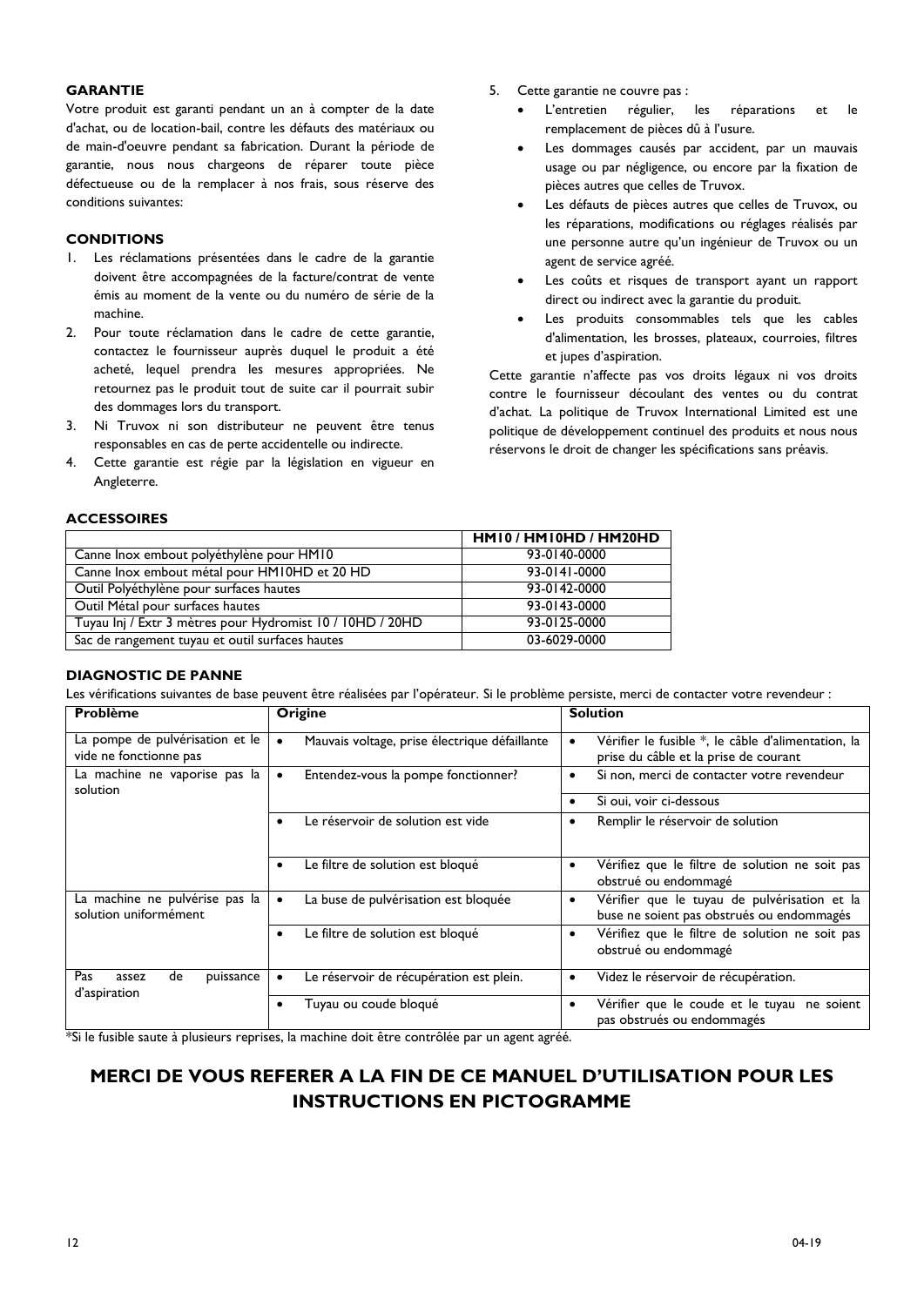## GARANTIE

Votre produit est garanti pendant un an à compter de la date d'achat, ou de location-bail, contre les défauts des matériaux ou de main-d'oeuvre pendant sa fabrication. Durant la période de garantie, nous nous chargeons de réparer toute pièce défectueuse ou de la remplacer à nos frais, sous réserve des conditions suivantes:

## CONDITIONS

1. Les réclamations présentées dans le cadre de la garantie doivent être accompagnées de la facture/contrat de vente émis au moment de la vente ou du numéro de série de la machine.
2. Pour toute réclamation dans le cadre de cette garantie, contactez le fournisseur auprès duquel le produit a été acheté, lequel prendra les mesures appropriées. Ne retournez pas le produit tout de suite car il pourrait subir des dommages lors du transport.
3. Ni Truvox ni son distributeur ne peuvent être tenus responsables en cas de perte accidentelle ou indirecte.
4. Cette garantie est régie par la législation en vigueur en Angleterre.
5. Cette garantie ne couvre pas :
   - L'entretien régulier, les réparations et le remplacement de pièces dû à l'usure.
   - Les dommages causés par accident, par un mauvais usage ou par négligence, ou encore par la fixation de pièces autres que celles de Truvox.
   - Les défauts de pièces autres que celles de Truvox, ou les réparations, modifications ou réglages réalisés par une personne autre qu'un ingénieur de Truvox ou un agent de service agréé.
   - Les coûts et risques de transport ayant un rapport direct ou indirect avec la garantie du produit.
   - Les produits consommables tels que les cables d'alimentation, les brosses, plateaux, courroies, filtres et jupes d'aspiration.

Cette garantie n'affecte pas vos droits légaux ni vos droits contre le fournisseur découlant des ventes ou du contrat d'achat. La politique de Truvox International Limited est une politique de développement continuel des produits et nous nous réservons le droit de changer les spécifications sans préavis.

## ACCESSOIRES

| | HM10 / HM10HD / HM20HD |
|---|---|
| Canne Inox embout polyéthylène pour HM10 | 93-0140-0000 |
| Canne Inox embout métal pour HM10HD et 20 HD | 93-0141-0000 |
| Outil Polyéthylène pour surfaces hautes | 93-0142-0000 |
| Outil Métal pour surfaces hautes | 93-0143-0000 |
| Tuyau Inj / Extr 3 mètres pour Hydromist 10 / 10HD / 20HD | 93-0125-0000 |
| Sac de rangement tuyau et outil surfaces hautes | 03-6029-0000 |

## DIAGNOSTIC DE PANNE

Les vérifications suivantes de base peuvent être réalisées par l'opérateur. Si le problème persiste, merci de contacter votre revendeur :

| Problème | Origine | Solution |
|---|---|---|
| La pompe de pulvérisation et le vide ne fonctionne pas | • Mauvais voltage, prise électrique défaillante | • Vérifier le fusible *, le câble d'alimentation, la prise du câble et la prise de courant |
| La machine ne vaporise pas la solution | • Entendez-vous la pompe fonctionner? | • Si non, merci de contacter votre revendeur |
| | | • Si oui, voir ci-dessous |
| | • Le réservoir de solution est vide | • Remplir le réservoir de solution |
| | • Le filtre de solution est bloqué | • Vérifiez que le filtre de solution ne soit pas obstrué ou endommagé |
| La machine ne pulvérise pas la solution uniformément | • La buse de pulvérisation est bloquée | • Vérifier que le tuyau de pulvérisation et la buse ne soient pas obstrués ou endommagés |
| | • Le filtre de solution est bloqué | • Vérifiez que le filtre de solution ne soit pas obstrué ou endommagé |
| Pas assez de puissance d'aspiration | • Le réservoir de récupération est plein. | • Videz le réservoir de récupération. |
| | • Tuyau ou coude bloqué | • Vérifier que le coude et le tuyau ne soient pas obstrués ou endommagés |

*Si le fusible saute à plusieurs reprises, la machine doit être contrôlée par un agent agréé.

## MERCI DE VOUS REFERER A LA FIN DE CE MANUEL D'UTILISATION POUR LES INSTRUCTIONS EN PICTOGRAMME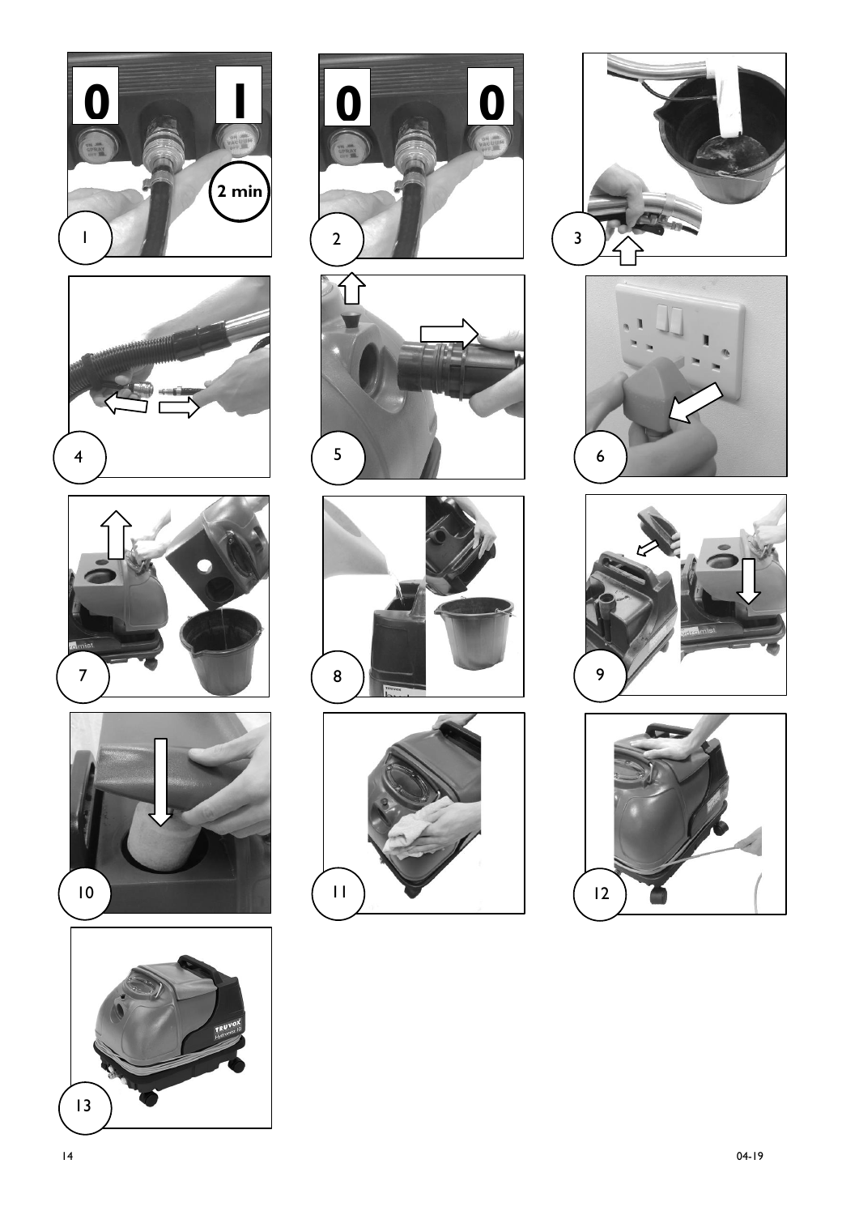0

I

2 min

1

0

0

2

3

4

5

6

7

8

9

10

11

12

13

04-19